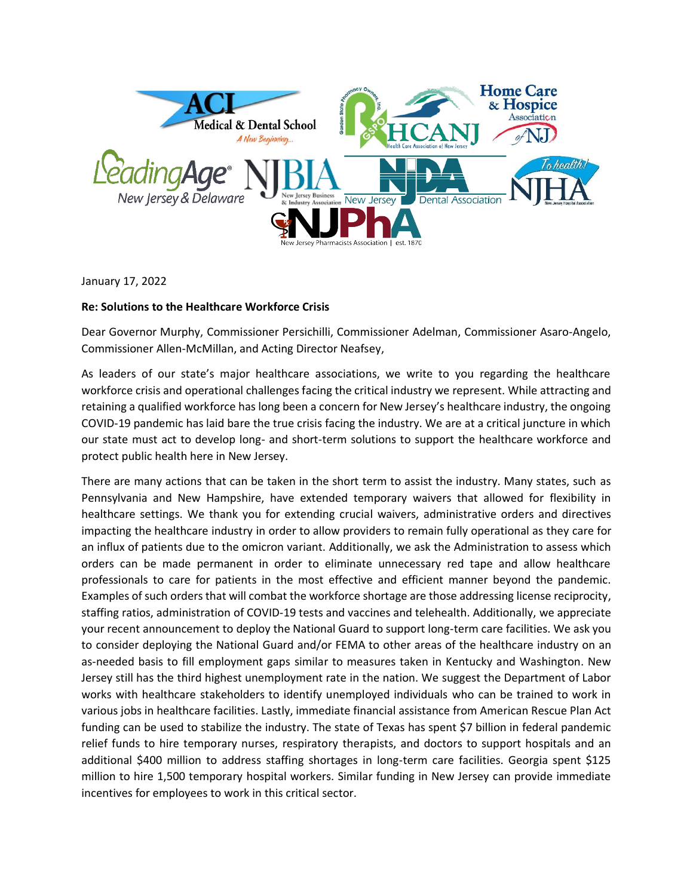January 17, 2022

**Re: Solutions to the Healthcare Workforce Crisis**

Dear Governor Murphy, Commissioner Persichilli, Commissioner Adelman, Commissioner Asaro-Angelo, Commissioner Allen-McMillan, and Acting Director Neafsey,

As leaders of our state's major healthcare associations, we write to you regarding the healthcare workforce crisis and operational challenges facing the critical industry we represent. While attracting and retaining a qualified workforce has long been a concern for New Jersey's healthcare industry, the ongoing COVID-19 pandemic has laid bare the true crisis facing the industry. We are at a critical juncture in which our state must act to develop long- and short-term solutions to support the healthcare workforce and protect public health here in New Jersey.

There are many actions that can be taken in the short term to assist the industry. Many states, such as Pennsylvania and New Hampshire, have extended temporary waivers that allowed for flexibility in healthcare settings. We thank you for extending crucial waivers, administrative orders and directives impacting the healthcare industry in order to allow providers to remain fully operational as they care for an influx of patients due to the omicron variant. Additionally, we ask the Administration to assess which orders can be made permanent in order to eliminate unnecessary red tape and allow healthcare professionals to care for patients in the most effective and efficient manner beyond the pandemic. Examples of such orders that will combat the workforce shortage are those addressing license reciprocity, staffing ratios, administration of COVID-19 tests and vaccines and telehealth. Additionally, we appreciate your recent announcement to deploy the National Guard to support long-term care facilities. We ask you to consider deploying the National Guard and/or FEMA to other areas of the healthcare industry on an as-needed basis to fill employment gaps similar to measures taken in Kentucky and Washington. New Jersey still has the third highest unemployment rate in the nation. We suggest the Department of Labor works with healthcare stakeholders to identify unemployed individuals who can be trained to work in various jobs in healthcare facilities. Lastly, immediate financial assistance from American Rescue Plan Act funding can be used to stabilize the industry. The state of Texas has spent $7 billion in federal pandemic relief funds to hire temporary nurses, respiratory therapists, and doctors to support hospitals and an additional $400 million to address staffing shortages in long-term care facilities. Georgia spent $125 million to hire 1,500 temporary hospital workers. Similar funding in New Jersey can provide immediate incentives for employees to work in this critical sector.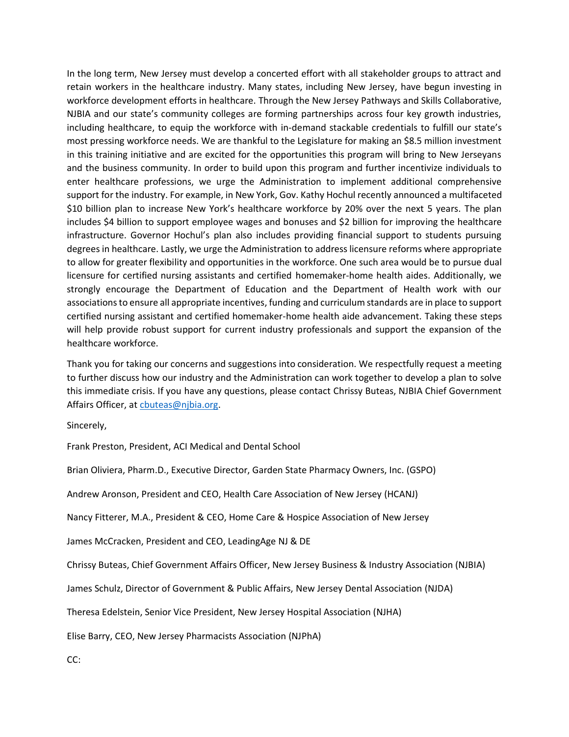In the long term, New Jersey must develop a concerted effort with all stakeholder groups to attract and retain workers in the healthcare industry. Many states, including New Jersey, have begun investing in workforce development efforts in healthcare. Through the New Jersey Pathways and Skills Collaborative, NJBIA and our state's community colleges are forming partnerships across four key growth industries, including healthcare, to equip the workforce with in-demand stackable credentials to fulfill our state's most pressing workforce needs. We are thankful to the Legislature for making an $8.5 million investment in this training initiative and are excited for the opportunities this program will bring to New Jerseyans and the business community. In order to build upon this program and further incentivize individuals to enter healthcare professions, we urge the Administration to implement additional comprehensive support for the industry. For example, in New York, Gov. Kathy Hochul recently announced a multifaceted $10 billion plan to increase New York's healthcare workforce by 20% over the next 5 years. The plan includes $4 billion to support employee wages and bonuses and $2 billion for improving the healthcare infrastructure. Governor Hochul's plan also includes providing financial support to students pursuing degrees in healthcare. Lastly, we urge the Administration to address licensure reforms where appropriate to allow for greater flexibility and opportunities in the workforce. One such area would be to pursue dual licensure for certified nursing assistants and certified homemaker-home health aides. Additionally, we strongly encourage the Department of Education and the Department of Health work with our associations to ensure all appropriate incentives, funding and curriculum standards are in place to support certified nursing assistant and certified homemaker-home health aide advancement. Taking these steps will help provide robust support for current industry professionals and support the expansion of the healthcare workforce.

Thank you for taking our concerns and suggestions into consideration. We respectfully request a meeting to further discuss how our industry and the Administration can work together to develop a plan to solve this immediate crisis. If you have any questions, please contact Chrissy Buteas, NJBIA Chief Government Affairs Officer, at cbuteas@njbia.org.

Sincerely,

Frank Preston, President, ACI Medical and Dental School

Brian Oliviera, Pharm.D., Executive Director, Garden State Pharmacy Owners, Inc. (GSPO)

Andrew Aronson, President and CEO, Health Care Association of New Jersey (HCANJ)

Nancy Fitterer, M.A., President & CEO, Home Care & Hospice Association of New Jersey

James McCracken, President and CEO, LeadingAge NJ & DE

Chrissy Buteas, Chief Government Affairs Officer, New Jersey Business & Industry Association (NJBIA)

James Schulz, Director of Government & Public Affairs, New Jersey Dental Association (NJDA)

Theresa Edelstein, Senior Vice President, New Jersey Hospital Association (NJHA)

Elise Barry, CEO, New Jersey Pharmacists Association (NJPhA)

CC: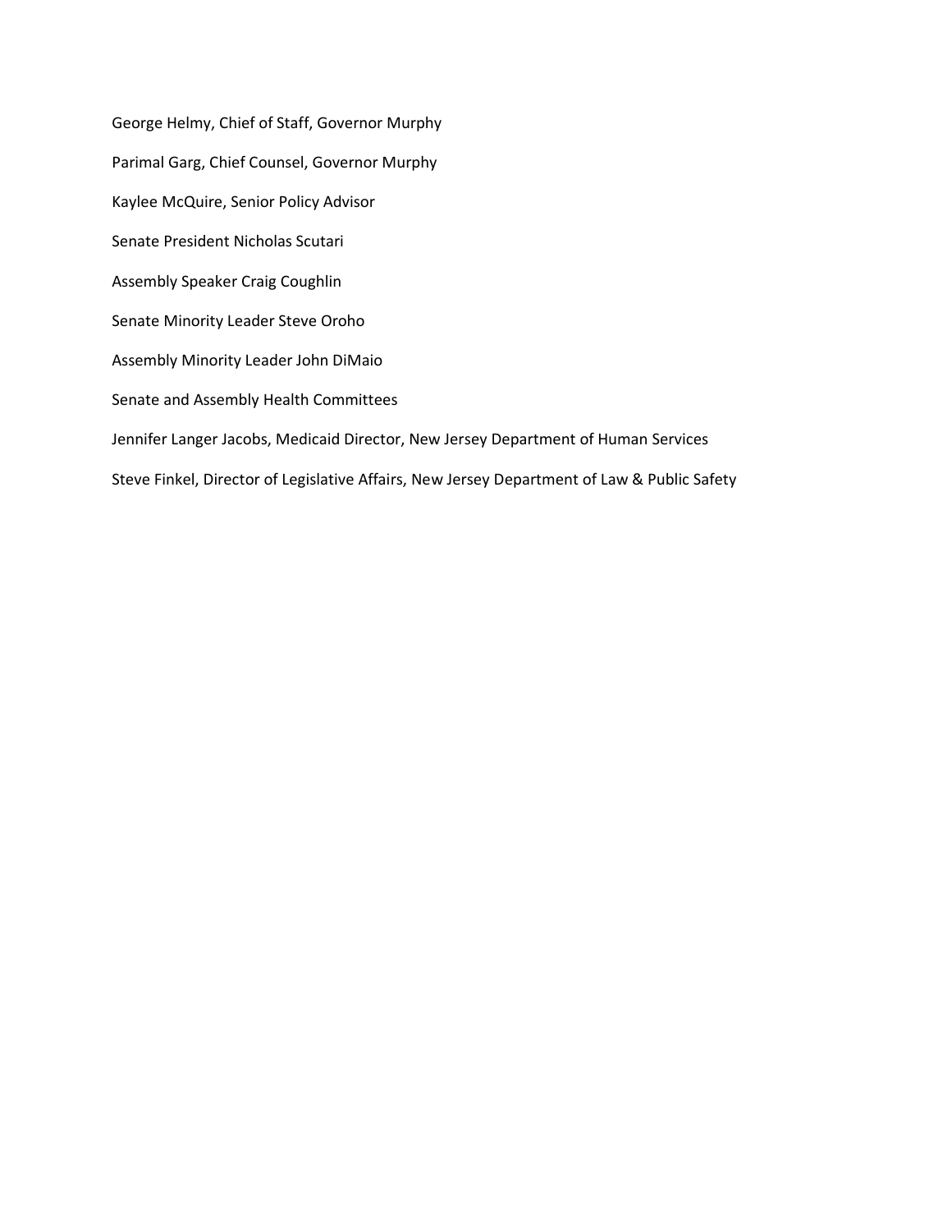George Helmy, Chief of Staff, Governor Murphy

Parimal Garg, Chief Counsel, Governor Murphy

Kaylee McQuire, Senior Policy Advisor

Senate President Nicholas Scutari

Assembly Speaker Craig Coughlin

Senate Minority Leader Steve Oroho

Assembly Minority Leader John DiMaio

Senate and Assembly Health Committees

Jennifer Langer Jacobs, Medicaid Director, New Jersey Department of Human Services

Steve Finkel, Director of Legislative Affairs, New Jersey Department of Law & Public Safety